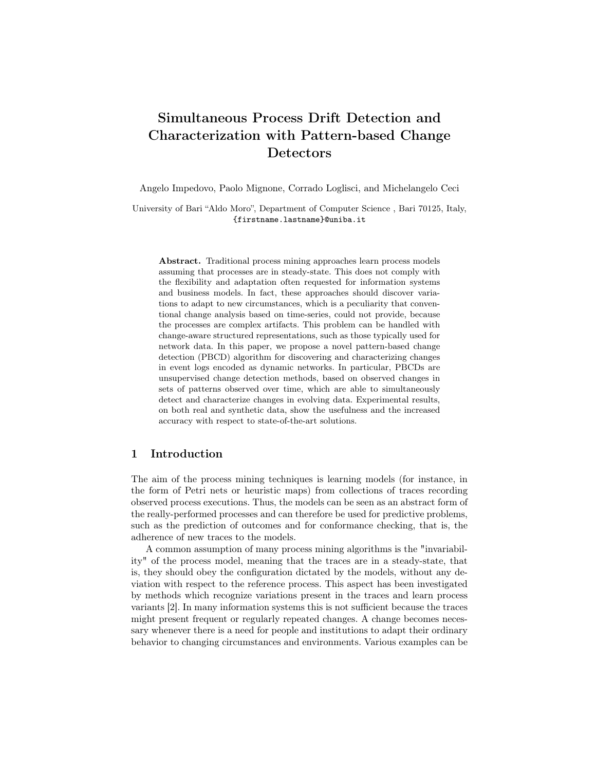# Simultaneous Process Drift Detection and Characterization with Pattern-based Change Detectors

Angelo Impedovo, Paolo Mignone, Corrado Loglisci, and Michelangelo Ceci

University of Bari "Aldo Moro", Department of Computer Science , Bari 70125, Italy,
{firstname.lastname}@uniba.it

**Abstract.** Traditional process mining approaches learn process models assuming that processes are in steady-state. This does not comply with the flexibility and adaptation often requested for information systems and business models. In fact, these approaches should discover variations to adapt to new circumstances, which is a peculiarity that conventional change analysis based on time-series, could not provide, because the processes are complex artifacts. This problem can be handled with change-aware structured representations, such as those typically used for network data. In this paper, we propose a novel pattern-based change detection (PBCD) algorithm for discovering and characterizing changes in event logs encoded as dynamic networks. In particular, PBCDs are unsupervised change detection methods, based on observed changes in sets of patterns observed over time, which are able to simultaneously detect and characterize changes in evolving data. Experimental results, on both real and synthetic data, show the usefulness and the increased accuracy with respect to state-of-the-art solutions.

## 1 Introduction

The aim of the process mining techniques is learning models (for instance, in the form of Petri nets or heuristic maps) from collections of traces recording observed process executions. Thus, the models can be seen as an abstract form of the really-performed processes and can therefore be used for predictive problems, such as the prediction of outcomes and for conformance checking, that is, the adherence of new traces to the models.

A common assumption of many process mining algorithms is the "invariability" of the process model, meaning that the traces are in a steady-state, that is, they should obey the configuration dictated by the models, without any deviation with respect to the reference process. This aspect has been investigated by methods which recognize variations present in the traces and learn process variants [2]. In many information systems this is not sufficient because the traces might present frequent or regularly repeated changes. A change becomes necessary whenever there is a need for people and institutions to adapt their ordinary behavior to changing circumstances and environments. Various examples can be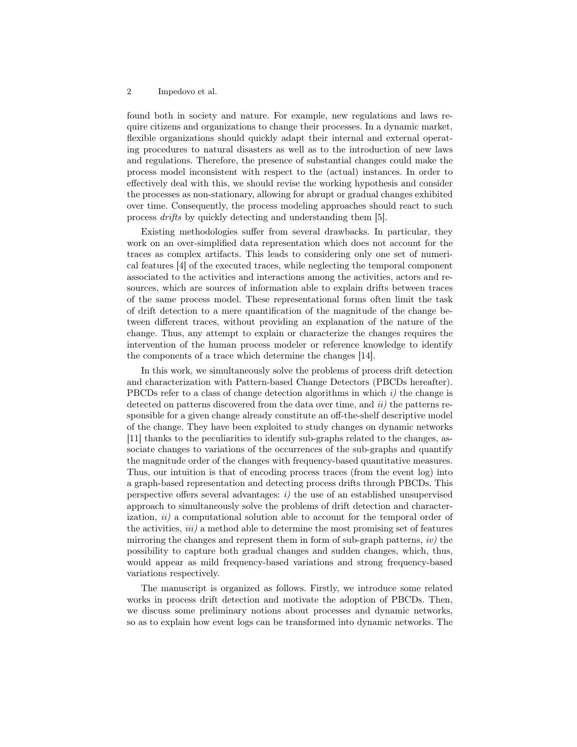found both in society and nature. For example, new regulations and laws require citizens and organizations to change their processes. In a dynamic market, flexible organizations should quickly adapt their internal and external operating procedures to natural disasters as well as to the introduction of new laws and regulations. Therefore, the presence of substantial changes could make the process model inconsistent with respect to the (actual) instances. In order to effectively deal with this, we should revise the working hypothesis and consider the processes as non-stationary, allowing for abrupt or gradual changes exhibited over time. Consequently, the process modeling approaches should react to such process *drifts* by quickly detecting and understanding them [5].

Existing methodologies suffer from several drawbacks. In particular, they work on an over-simplified data representation which does not account for the traces as complex artifacts. This leads to considering only one set of numerical features [4] of the executed traces, while neglecting the temporal component associated to the activities and interactions among the activities, actors and resources, which are sources of information able to explain drifts between traces of the same process model. These representational forms often limit the task of drift detection to a mere quantification of the magnitude of the change between different traces, without providing an explanation of the nature of the change. Thus, any attempt to explain or characterize the changes requires the intervention of the human process modeler or reference knowledge to identify the components of a trace which determine the changes [14].

In this work, we simultaneously solve the problems of process drift detection and characterization with Pattern-based Change Detectors (PBCDs hereafter). PBCDs refer to a class of change detection algorithms in which *i)* the change is detected on patterns discovered from the data over time, and *ii)* the patterns responsible for a given change already constitute an off-the-shelf descriptive model of the change. They have been exploited to study changes on dynamic networks [11] thanks to the peculiarities to identify sub-graphs related to the changes, associate changes to variations of the occurrences of the sub-graphs and quantify the magnitude order of the changes with frequency-based quantitative measures. Thus, our intuition is that of encoding process traces (from the event log) into a graph-based representation and detecting process drifts through PBCDs. This perspective offers several advantages: *i)* the use of an established unsupervised approach to simultaneously solve the problems of drift detection and characterization, *ii)* a computational solution able to account for the temporal order of the activities, *iii)* a method able to determine the most promising set of features mirroring the changes and represent them in form of sub-graph patterns, *iv)* the possibility to capture both gradual changes and sudden changes, which, thus, would appear as mild frequency-based variations and strong frequency-based variations respectively.

The manuscript is organized as follows. Firstly, we introduce some related works in process drift detection and motivate the adoption of PBCDs. Then, we discuss some preliminary notions about processes and dynamic networks, so as to explain how event logs can be transformed into dynamic networks. The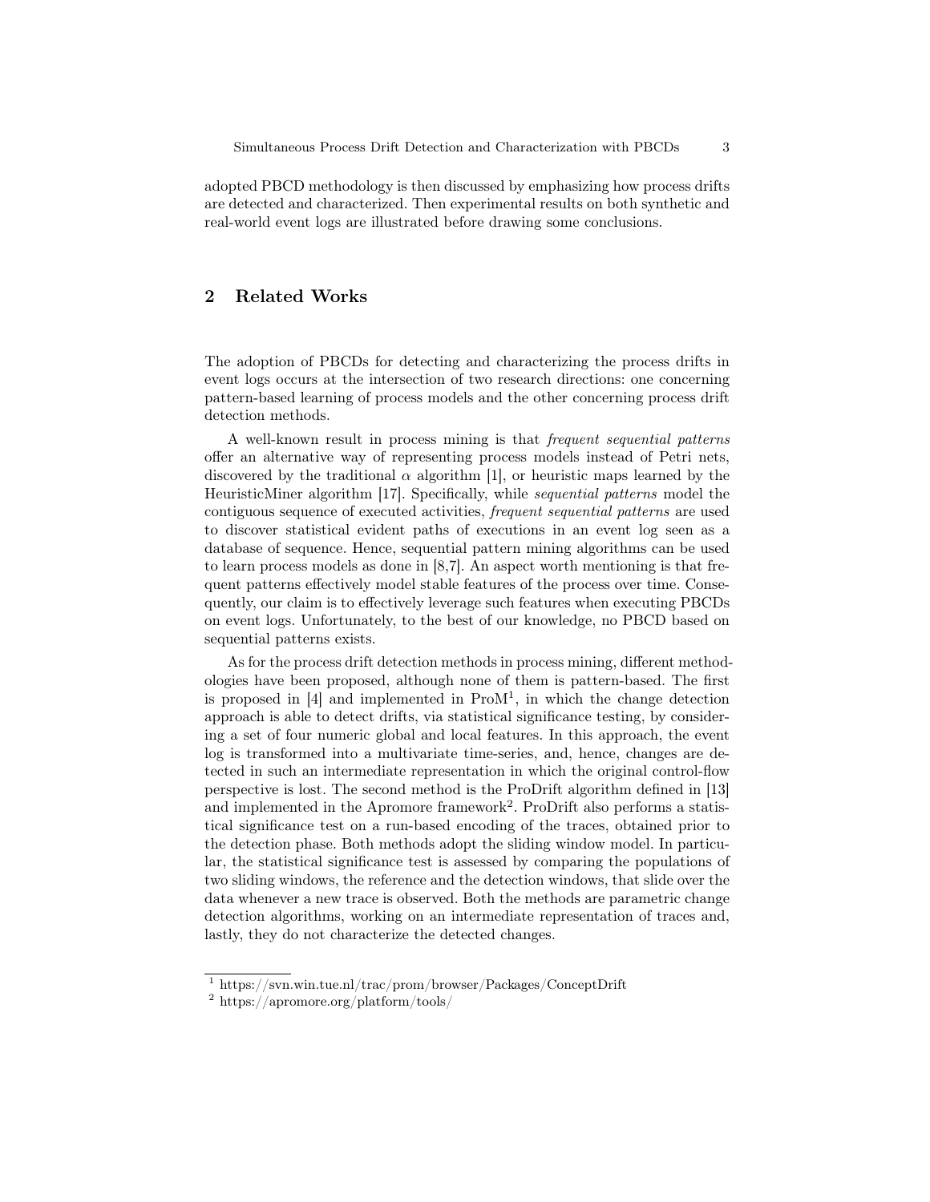adopted PBCD methodology is then discussed by emphasizing how process drifts are detected and characterized. Then experimental results on both synthetic and real-world event logs are illustrated before drawing some conclusions.

## 2 Related Works

The adoption of PBCDs for detecting and characterizing the process drifts in event logs occurs at the intersection of two research directions: one concerning pattern-based learning of process models and the other concerning process drift detection methods.

A well-known result in process mining is that *frequent sequential patterns* offer an alternative way of representing process models instead of Petri nets, discovered by the traditional $\alpha$ algorithm [1], or heuristic maps learned by the HeuristicMiner algorithm [17]. Specifically, while *sequential patterns* model the contiguous sequence of executed activities, *frequent sequential patterns* are used to discover statistical evident paths of executions in an event log seen as a database of sequence. Hence, sequential pattern mining algorithms can be used to learn process models as done in [8,7]. An aspect worth mentioning is that frequent patterns effectively model stable features of the process over time. Consequently, our claim is to effectively leverage such features when executing PBCDs on event logs. Unfortunately, to the best of our knowledge, no PBCD based on sequential patterns exists.

As for the process drift detection methods in process mining, different methodologies have been proposed, although none of them is pattern-based. The first is proposed in [4] and implemented in ProM[1], in which the change detection approach is able to detect drifts, via statistical significance testing, by considering a set of four numeric global and local features. In this approach, the event log is transformed into a multivariate time-series, and, hence, changes are detected in such an intermediate representation in which the original control-flow perspective is lost. The second method is the ProDrift algorithm defined in [13] and implemented in the Apromore framework[2]. ProDrift also performs a statistical significance test on a run-based encoding of the traces, obtained prior to the detection phase. Both methods adopt the sliding window model. In particular, the statistical significance test is assessed by comparing the populations of two sliding windows, the reference and the detection windows, that slide over the data whenever a new trace is observed. Both the methods are parametric change detection algorithms, working on an intermediate representation of traces and, lastly, they do not characterize the detected changes.

[1] https://svn.win.tue.nl/trac/prom/browser/Packages/ConceptDrift

[2] https://apromore.org/platform/tools/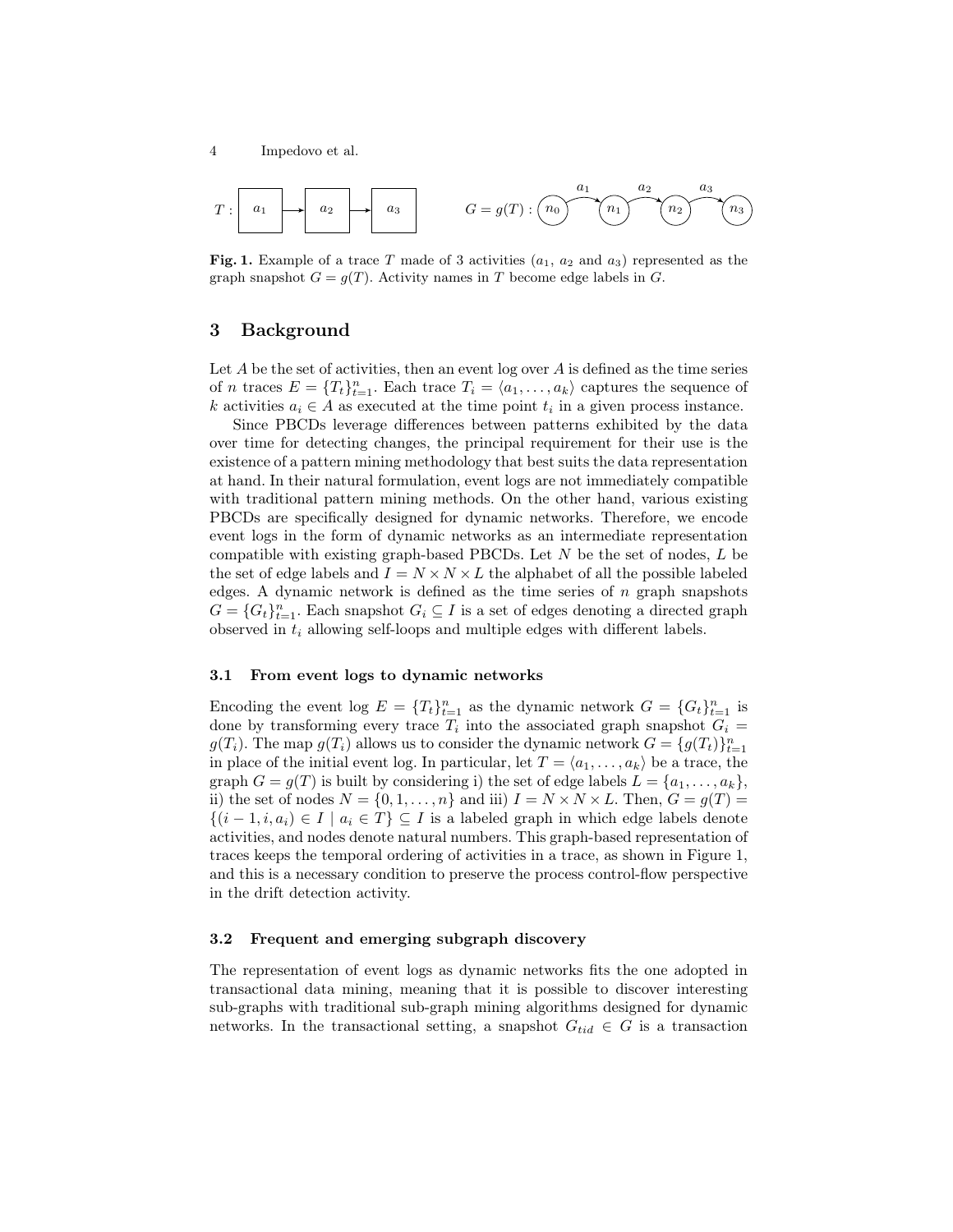Fig. 1. Example of a trace $T$ made of 3 activities ($a_1$, $a_2$ and $a_3$) represented as the graph snapshot $G = g(T)$. Activity names in $T$ become edge labels in $G$.

## 3 Background

Let $A$ be the set of activities, then an event log over $A$ is defined as the time series of $n$ traces $E = \{T_t\}_{t=1}^n$. Each trace $T_i = \langle a_1, \ldots, a_k \rangle$ captures the sequence of $k$ activities $a_i \in A$ as executed at the time point $t_i$ in a given process instance.

Since PBCDs leverage differences between patterns exhibited by the data over time for detecting changes, the principal requirement for their use is the existence of a pattern mining methodology that best suits the data representation at hand. In their natural formulation, event logs are not immediately compatible with traditional pattern mining methods. On the other hand, various existing PBCDs are specifically designed for dynamic networks. Therefore, we encode event logs in the form of dynamic networks as an intermediate representation compatible with existing graph-based PBCDs. Let $N$ be the set of nodes, $L$ be the set of edge labels and $I = N \times N \times L$ the alphabet of all the possible labeled edges. A dynamic network is defined as the time series of $n$ graph snapshots $G = \{G_t\}_{t=1}^n$. Each snapshot $G_i \subseteq I$ is a set of edges denoting a directed graph observed in $t_i$ allowing self-loops and multiple edges with different labels.

### 3.1 From event logs to dynamic networks

Encoding the event log $E = \{T_t\}_{t=1}^n$ as the dynamic network $G = \{G_t\}_{t=1}^n$ is done by transforming every trace $T_i$ into the associated graph snapshot $G_i = g(T_i)$. The map $g(T_i)$ allows us to consider the dynamic network $G = \{g(T_t)\}_{t=1}^n$ in place of the initial event log. In particular, let $T = \langle a_1, \ldots, a_k \rangle$ be a trace, the graph $G = g(T)$ is built by considering i) the set of edge labels $L = \{a_1, \ldots, a_k\}$, ii) the set of nodes $N = \{0, 1, \ldots, n\}$ and iii) $I = N \times N \times L$. Then, $G = g(T) = \{(i-1, i, a_i) \in I \mid a_i \in T\} \subseteq I$ is a labeled graph in which edge labels denote activities, and nodes denote natural numbers. This graph-based representation of traces keeps the temporal ordering of activities in a trace, as shown in Figure 1, and this is a necessary condition to preserve the process control-flow perspective in the drift detection activity.

### 3.2 Frequent and emerging subgraph discovery

The representation of event logs as dynamic networks fits the one adopted in transactional data mining, meaning that it is possible to discover interesting sub-graphs with traditional sub-graph mining algorithms designed for dynamic networks. In the transactional setting, a snapshot $G_{tid} \in G$ is a transaction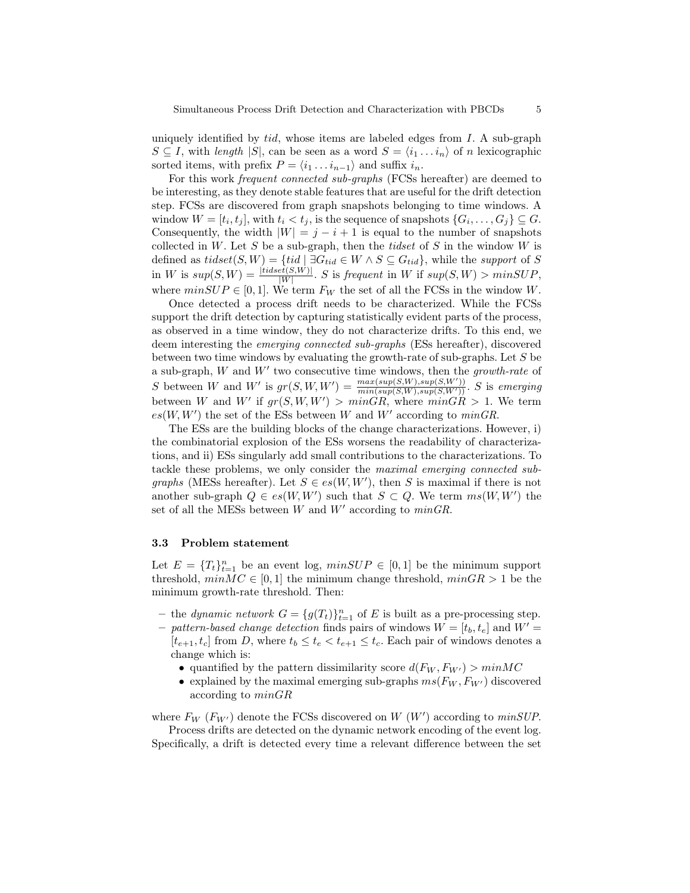uniquely identified by $tid$, whose items are labeled edges from $I$. A sub-graph $S \subseteq I$, with *length* $|S|$, can be seen as a word $S = \langle i_1 \dots i_n \rangle$ of $n$ lexicographic sorted items, with prefix $P = \langle i_1 \dots i_{n-1} \rangle$ and suffix $i_n$.

For this work *frequent connected sub-graphs* (FCSs hereafter) are deemed to be interesting, as they denote stable features that are useful for the drift detection step. FCSs are discovered from graph snapshots belonging to time windows. A window $W = [t_i, t_j]$, with $t_i < t_j$, is the sequence of snapshots $\{G_i, \dots, G_j\} \subseteq G$. Consequently, the width $|W| = j - i + 1$ is equal to the number of snapshots collected in $W$. Let $S$ be a sub-graph, then the *tidset* of $S$ in the window $W$ is defined as $tidset(S, W) = \{tid \mid \exists G_{tid} \in W \wedge S \subseteq G_{tid}\}$, while the *support* of $S$ in $W$ is $sup(S, W) = \frac{|tidset(S,W)|}{|W|}$. $S$ is *frequent* in $W$ if $sup(S, W) > minSUP$, where $minSUP \in [0, 1]$. We term $F_W$ the set of all the FCSs in the window $W$.

Once detected a process drift needs to be characterized. While the FCSs support the drift detection by capturing statistically evident parts of the process, as observed in a time window, they do not characterize drifts. To this end, we deem interesting the *emerging connected sub-graphs* (ESs hereafter), discovered between two time windows by evaluating the growth-rate of sub-graphs. Let $S$ be a sub-graph, $W$ and $W'$ two consecutive time windows, then the *growth-rate* of $S$ between $W$ and $W'$ is $gr(S, W, W') = \frac{max(sup(S,W), sup(S,W'))}{min(sup(S,W), sup(S,W'))}$. $S$ is *emerging* between $W$ and $W'$ if $gr(S, W, W') > minGR$, where $minGR > 1$. We term $es(W, W')$ the set of the ESs between $W$ and $W'$ according to $minGR$.

The ESs are the building blocks of the change characterizations. However, i) the combinatorial explosion of the ESs worsens the readability of characterizations, and ii) ESs singularly add small contributions to the characterizations. To tackle these problems, we only consider the *maximal emerging connected sub-graphs* (MESs hereafter). Let $S \in es(W, W')$, then $S$ is maximal if there is not another sub-graph $Q \in es(W, W')$ such that $S \subset Q$. We term $ms(W, W')$ the set of all the MESs between $W$ and $W'$ according to $minGR$.

### 3.3 Problem statement

Let $E = \{T_t\}_{t=1}^{n}$ be an event log, $minSUP \in [0, 1]$ be the minimum support threshold, $minMC \in [0, 1]$ the minimum change threshold, $minGR > 1$ be the minimum growth-rate threshold. Then:

- the *dynamic network* $G = \{g(T_t)\}_{t=1}^{n}$ of $E$ is built as a pre-processing step.
- *pattern-based change detection* finds pairs of windows $W = [t_b, t_e]$ and $W' = [t_{e+1}, t_c]$ from $D$, where $t_b \leq t_e < t_{e+1} \leq t_c$. Each pair of windows denotes a change which is:
  - quantified by the pattern dissimilarity score $d(F_W, F_{W'}) > minMC$
  - explained by the maximal emerging sub-graphs $ms(F_W, F_{W'})$ discovered according to $minGR$

where $F_W$ ($F_{W'}$) denote the FCSs discovered on $W$ ($W'$) according to $minSUP$.

Process drifts are detected on the dynamic network encoding of the event log. Specifically, a drift is detected every time a relevant difference between the set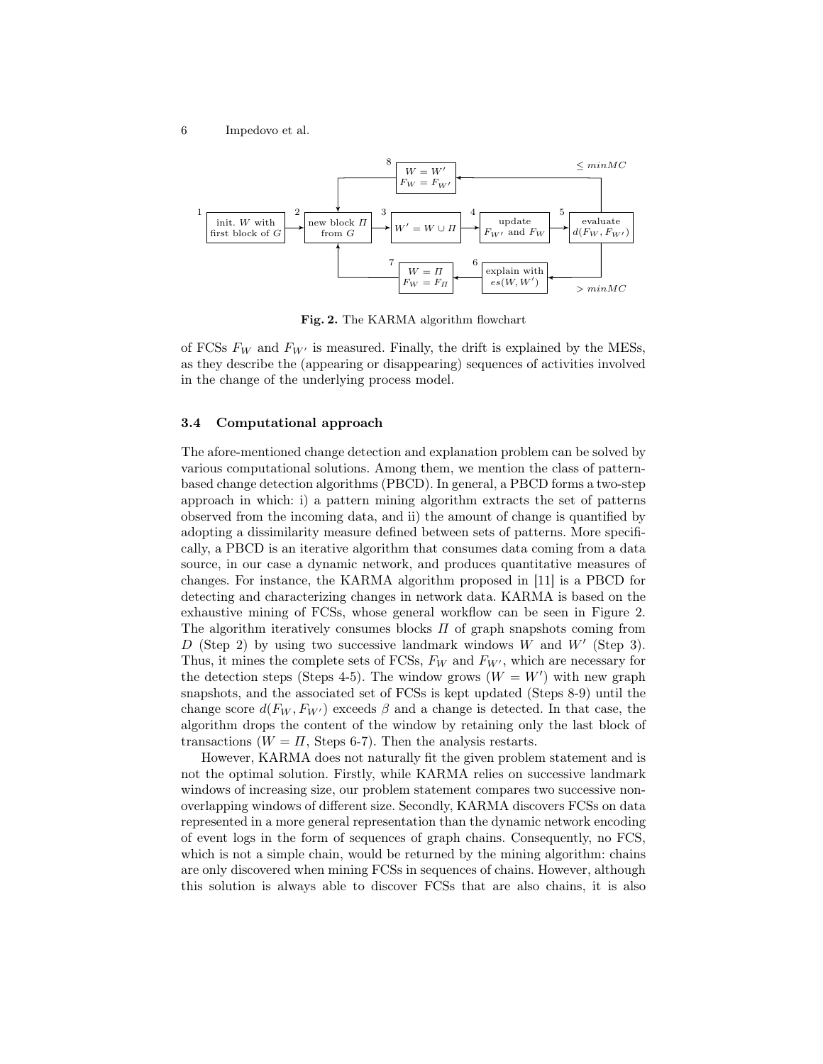**Fig. 2.** The KARMA algorithm flowchart

of FCSs $F_W$ and $F_{W'}$ is measured. Finally, the drift is explained by the MESs, as they describe the (appearing or disappearing) sequences of activities involved in the change of the underlying process model.

### 3.4 Computational approach

The afore-mentioned change detection and explanation problem can be solved by various computational solutions. Among them, we mention the class of pattern-based change detection algorithms (PBCD). In general, a PBCD forms a two-step approach in which: i) a pattern mining algorithm extracts the set of patterns observed from the incoming data, and ii) the amount of change is quantified by adopting a dissimilarity measure defined between sets of patterns. More specifically, a PBCD is an iterative algorithm that consumes data coming from a data source, in our case a dynamic network, and produces quantitative measures of changes. For instance, the KARMA algorithm proposed in [11] is a PBCD for detecting and characterizing changes in network data. KARMA is based on the exhaustive mining of FCSs, whose general workflow can be seen in Figure 2. The algorithm iteratively consumes blocks $\Pi$ of graph snapshots coming from $D$ (Step 2) by using two successive landmark windows $W$ and $W'$ (Step 3). Thus, it mines the complete sets of FCSs, $F_W$ and $F_{W'}$, which are necessary for the detection steps (Steps 4-5). The window grows ($W = W'$) with new graph snapshots, and the associated set of FCSs is kept updated (Steps 8-9) until the change score $d(F_W, F_{W'})$ exceeds $\beta$ and a change is detected. In that case, the algorithm drops the content of the window by retaining only the last block of transactions ($W = \Pi$, Steps 6-7). Then the analysis restarts.

However, KARMA does not naturally fit the given problem statement and is not the optimal solution. Firstly, while KARMA relies on successive landmark windows of increasing size, our problem statement compares two successive non-overlapping windows of different size. Secondly, KARMA discovers FCSs on data represented in a more general representation than the dynamic network encoding of event logs in the form of sequences of graph chains. Consequently, no FCS, which is not a simple chain, would be returned by the mining algorithm: chains are only discovered when mining FCSs in sequences of chains. However, although this solution is always able to discover FCSs that are also chains, it is also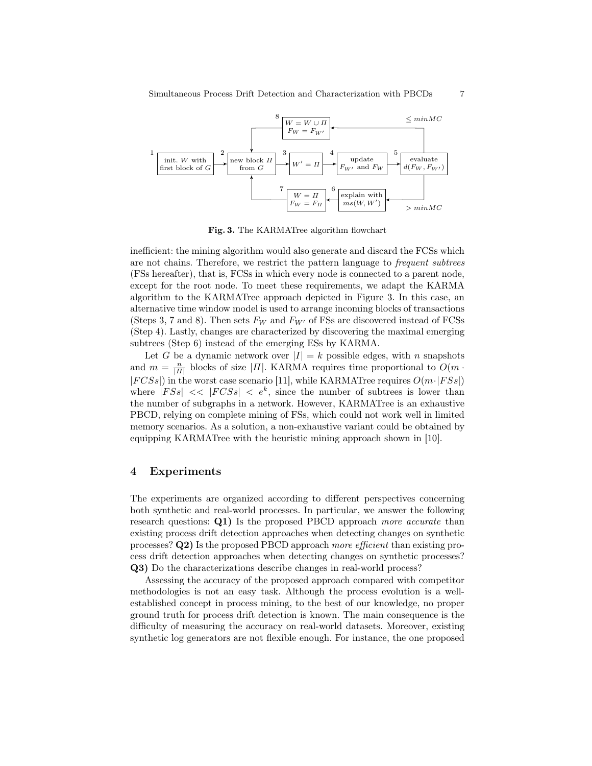**Fig. 3.** The KARMATree algorithm flowchart

inefficient: the mining algorithm would also generate and discard the FCSs which are not chains. Therefore, we restrict the pattern language to *frequent subtrees* (FSs hereafter), that is, FCSs in which every node is connected to a parent node, except for the root node. To meet these requirements, we adapt the KARMA algorithm to the KARMATree approach depicted in Figure 3. In this case, an alternative time window model is used to arrange incoming blocks of transactions (Steps 3, 7 and 8). Then sets $F_W$ and $F_{W'}$ of FSs are discovered instead of FCSs (Step 4). Lastly, changes are characterized by discovering the maximal emerging subtrees (Step 6) instead of the emerging ESs by KARMA.

Let $G$ be a dynamic network over $|I| = k$ possible edges, with $n$ snapshots and $m = \frac{n}{|\Pi|}$ blocks of size $|\Pi|$. KARMA requires time proportional to $O(m \cdot |FCSs|)$ in the worst case scenario [11], while KARMATree requires $O(m \cdot |FSs|)$ where $|FSs| << |FCSs| < e^k$, since the number of subtrees is lower than the number of subgraphs in a network. However, KARMATree is an exhaustive PBCD, relying on complete mining of FSs, which could not work well in limited memory scenarios. As a solution, a non-exhaustive variant could be obtained by equipping KARMATree with the heuristic mining approach shown in [10].

## 4 Experiments

The experiments are organized according to different perspectives concerning both synthetic and real-world processes. In particular, we answer the following research questions: **Q1)** Is the proposed PBCD approach *more accurate* than existing process drift detection approaches when detecting changes on synthetic processes? **Q2)** Is the proposed PBCD approach *more efficient* than existing process drift detection approaches when detecting changes on synthetic processes? **Q3)** Do the characterizations describe changes in real-world process?

Assessing the accuracy of the proposed approach compared with competitor methodologies is not an easy task. Although the process evolution is a well-established concept in process mining, to the best of our knowledge, no proper ground truth for process drift detection is known. The main consequence is the difficulty of measuring the accuracy on real-world datasets. Moreover, existing synthetic log generators are not flexible enough. For instance, the one proposed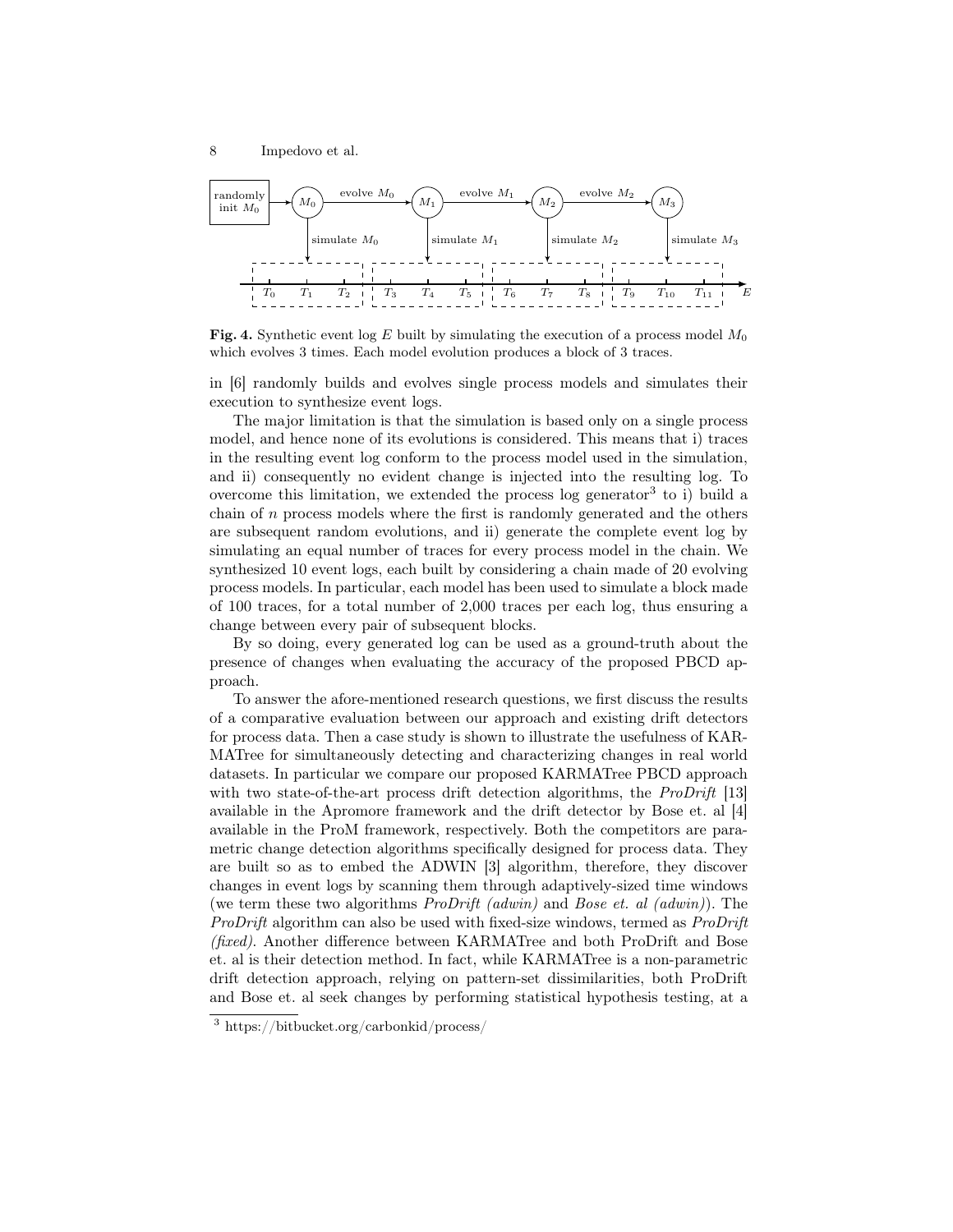**Fig. 4.** Synthetic event log $E$ built by simulating the execution of a process model $M_0$ which evolves 3 times. Each model evolution produces a block of 3 traces.

in [6] randomly builds and evolves single process models and simulates their execution to synthesize event logs.

The major limitation is that the simulation is based only on a single process model, and hence none of its evolutions is considered. This means that i) traces in the resulting event log conform to the process model used in the simulation, and ii) consequently no evident change is injected into the resulting log. To overcome this limitation, we extended the process log generator[3] to i) build a chain of $n$ process models where the first is randomly generated and the others are subsequent random evolutions, and ii) generate the complete event log by simulating an equal number of traces for every process model in the chain. We synthesized 10 event logs, each built by considering a chain made of 20 evolving process models. In particular, each model has been used to simulate a block made of 100 traces, for a total number of 2,000 traces per each log, thus ensuring a change between every pair of subsequent blocks.

By so doing, every generated log can be used as a ground-truth about the presence of changes when evaluating the accuracy of the proposed PBCD approach.

To answer the afore-mentioned research questions, we first discuss the results of a comparative evaluation between our approach and existing drift detectors for process data. Then a case study is shown to illustrate the usefulness of KARMATree for simultaneously detecting and characterizing changes in real world datasets. In particular we compare our proposed KARMATree PBCD approach with two state-of-the-art process drift detection algorithms, the *ProDrift* [13] available in the Apromore framework and the drift detector by Bose et. al [4] available in the ProM framework, respectively. Both the competitors are parametric change detection algorithms specifically designed for process data. They are built so as to embed the ADWIN [3] algorithm, therefore, they discover changes in event logs by scanning them through adaptively-sized time windows (we term these two algorithms *ProDrift (adwin)* and *Bose et. al (adwin)*). The *ProDrift* algorithm can also be used with fixed-size windows, termed as *ProDrift (fixed)*. Another difference between KARMATree and both ProDrift and Bose et. al is their detection method. In fact, while KARMATree is a non-parametric drift detection approach, relying on pattern-set dissimilarities, both ProDrift and Bose et. al seek changes by performing statistical hypothesis testing, at a

[3] https://bitbucket.org/carbonkid/process/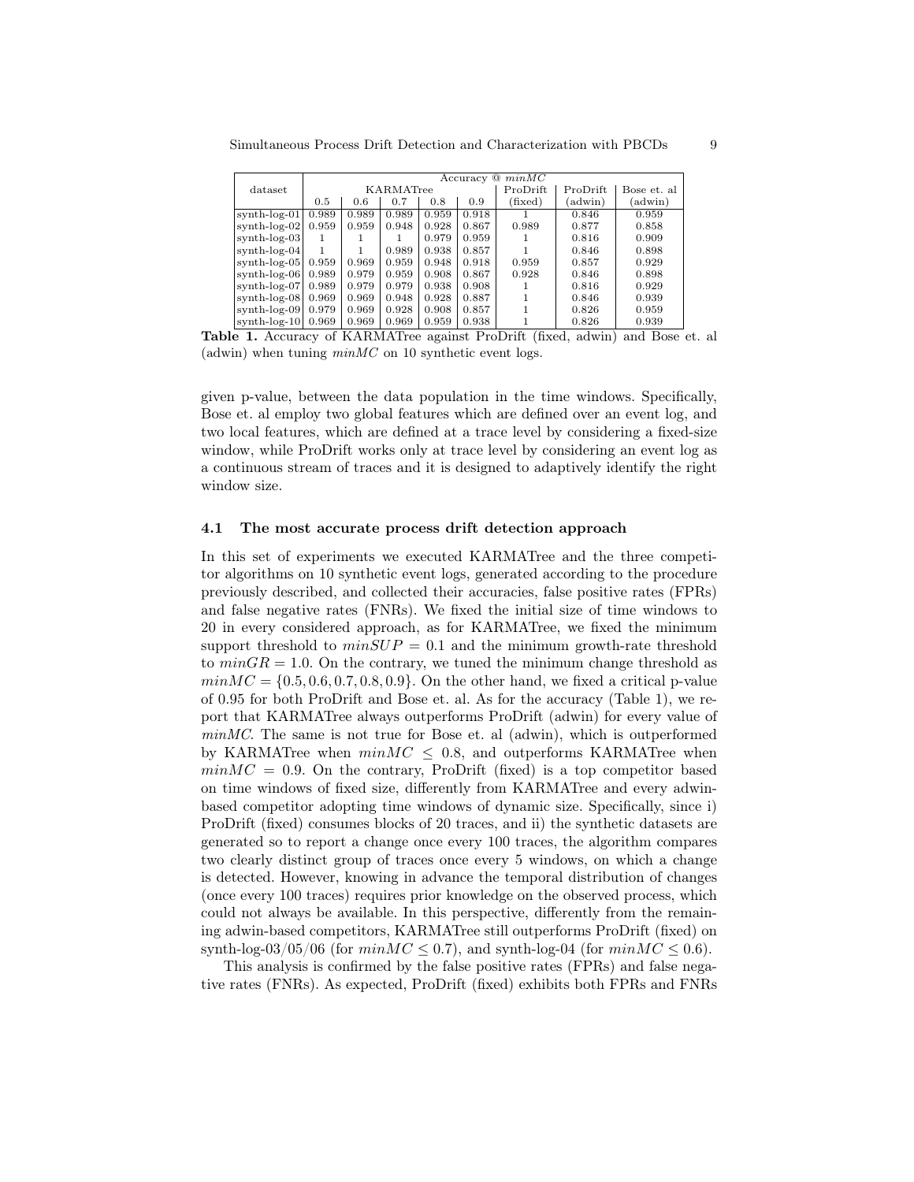| dataset | Accuracy @ *minMC* | | | | | | | |
|---|---|---|---|---|---|---|---|---|
| | KARMATree | | | | | ProDrift | ProDrift | Bose et. al |
| | 0.5 | 0.6 | 0.7 | 0.8 | 0.9 | (fixed) | (adwin) | (adwin) |
| synth-log-01 | 0.989 | 0.989 | 0.989 | 0.959 | 0.918 | 1 | 0.846 | 0.959 |
| synth-log-02 | 0.959 | 0.959 | 0.948 | 0.928 | 0.867 | 0.989 | 0.877 | 0.858 |
| synth-log-03 | 1 | 1 | 1 | 0.979 | 0.959 | 1 | 0.816 | 0.909 |
| synth-log-04 | 1 | 1 | 0.989 | 0.938 | 0.857 | 1 | 0.846 | 0.898 |
| synth-log-05 | 0.959 | 0.969 | 0.959 | 0.948 | 0.918 | 0.959 | 0.857 | 0.929 |
| synth-log-06 | 0.989 | 0.979 | 0.959 | 0.908 | 0.867 | 0.928 | 0.846 | 0.898 |
| synth-log-07 | 0.989 | 0.979 | 0.979 | 0.938 | 0.908 | 1 | 0.816 | 0.929 |
| synth-log-08 | 0.969 | 0.969 | 0.948 | 0.928 | 0.887 | 1 | 0.846 | 0.939 |
| synth-log-09 | 0.979 | 0.969 | 0.928 | 0.908 | 0.857 | 1 | 0.826 | 0.959 |
| synth-log-10 | 0.969 | 0.969 | 0.969 | 0.959 | 0.938 | 1 | 0.826 | 0.939 |

**Table 1.** Accuracy of KARMATree against ProDrift (fixed, adwin) and Bose et. al (adwin) when tuning *minMC* on 10 synthetic event logs.

given p-value, between the data population in the time windows. Specifically, Bose et. al employ two global features which are defined over an event log, and two local features, which are defined at a trace level by considering a fixed-size window, while ProDrift works only at trace level by considering an event log as a continuous stream of traces and it is designed to adaptively identify the right window size.

### 4.1 The most accurate process drift detection approach

In this set of experiments we executed KARMATree and the three competitor algorithms on 10 synthetic event logs, generated according to the procedure previously described, and collected their accuracies, false positive rates (FPRs) and false negative rates (FNRs). We fixed the initial size of time windows to 20 in every considered approach, as for KARMATree, we fixed the minimum support threshold to $minSUP = 0.1$ and the minimum growth-rate threshold to $minGR = 1.0$. On the contrary, we tuned the minimum change threshold as $minMC = \{0.5, 0.6, 0.7, 0.8, 0.9\}$. On the other hand, we fixed a critical p-value of 0.95 for both ProDrift and Bose et. al. As for the accuracy (Table 1), we report that KARMATree always outperforms ProDrift (adwin) for every value of *minMC*. The same is not true for Bose et. al (adwin), which is outperformed by KARMATree when $minMC \leq 0.8$, and outperforms KARMATree when $minMC = 0.9$. On the contrary, ProDrift (fixed) is a top competitor based on time windows of fixed size, differently from KARMATree and every adwin-based competitor adopting time windows of dynamic size. Specifically, since i) ProDrift (fixed) consumes blocks of 20 traces, and ii) the synthetic datasets are generated so to report a change once every 100 traces, the algorithm compares two clearly distinct group of traces once every 5 windows, on which a change is detected. However, knowing in advance the temporal distribution of changes (once every 100 traces) requires prior knowledge on the observed process, which could not always be available. In this perspective, differently from the remaining adwin-based competitors, KARMATree still outperforms ProDrift (fixed) on synth-log-03/05/06 (for $minMC \leq 0.7$), and synth-log-04 (for $minMC \leq 0.6$).

This analysis is confirmed by the false positive rates (FPRs) and false negative rates (FNRs). As expected, ProDrift (fixed) exhibits both FPRs and FNRs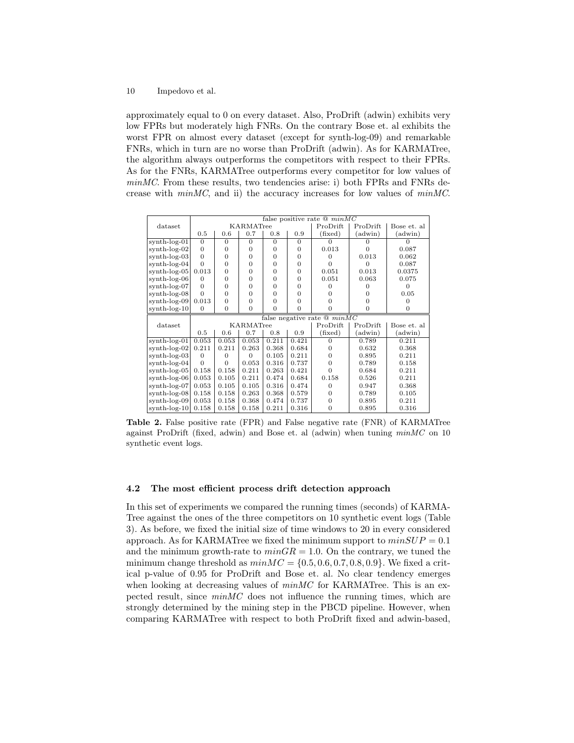approximately equal to 0 on every dataset. Also, ProDrift (adwin) exhibits very low FPRs but moderately high FNRs. On the contrary Bose et. al exhibits the worst FPR on almost every dataset (except for synth-log-09) and remarkable FNRs, which in turn are no worse than ProDrift (adwin). As for KARMATree, the algorithm always outperforms the competitors with respect to their FPRs. As for the FNRs, KARMATree outperforms every competitor for low values of *minMC*. From these results, two tendencies arise: i) both FPRs and FNRs decrease with *minMC*, and ii) the accuracy increases for low values of *minMC*.

| dataset | false positive rate @ *minMC* | | | | | | | |
|---|---|---|---|---|---|---|---|---|
| | KARMATree | | | | | ProDrift | ProDrift | Bose et. al |
| | 0.5 | 0.6 | 0.7 | 0.8 | 0.9 | (fixed) | (adwin) | (adwin) |
| synth-log-01 | 0 | 0 | 0 | 0 | 0 | 0 | 0 | 0 |
| synth-log-02 | 0 | 0 | 0 | 0 | 0 | 0.013 | 0 | 0.087 |
| synth-log-03 | 0 | 0 | 0 | 0 | 0 | 0 | 0.013 | 0.062 |
| synth-log-04 | 0 | 0 | 0 | 0 | 0 | 0 | 0 | 0.087 |
| synth-log-05 | 0.013 | 0 | 0 | 0 | 0 | 0.051 | 0.013 | 0.0375 |
| synth-log-06 | 0 | 0 | 0 | 0 | 0 | 0.051 | 0.063 | 0.075 |
| synth-log-07 | 0 | 0 | 0 | 0 | 0 | 0 | 0 | 0 |
| synth-log-08 | 0 | 0 | 0 | 0 | 0 | 0 | 0 | 0.05 |
| synth-log-09 | 0.013 | 0 | 0 | 0 | 0 | 0 | 0 | 0 |
| synth-log-10 | 0 | 0 | 0 | 0 | 0 | 0 | 0 | 0 |

| dataset | false negative rate @ *minMC* | | | | | | | |
|---|---|---|---|---|---|---|---|---|
| | KARMATree | | | | | ProDrift | ProDrift | Bose et. al |
| | 0.5 | 0.6 | 0.7 | 0.8 | 0.9 | (fixed) | (adwin) | (adwin) |
| synth-log-01 | 0.053 | 0.053 | 0.053 | 0.211 | 0.421 | 0 | 0.789 | 0.211 |
| synth-log-02 | 0.211 | 0.211 | 0.263 | 0.368 | 0.684 | 0 | 0.632 | 0.368 |
| synth-log-03 | 0 | 0 | 0 | 0.105 | 0.211 | 0 | 0.895 | 0.211 |
| synth-log-04 | 0 | 0 | 0.053 | 0.316 | 0.737 | 0 | 0.789 | 0.158 |
| synth-log-05 | 0.158 | 0.158 | 0.211 | 0.263 | 0.421 | 0 | 0.684 | 0.211 |
| synth-log-06 | 0.053 | 0.105 | 0.211 | 0.474 | 0.684 | 0.158 | 0.526 | 0.211 |
| synth-log-07 | 0.053 | 0.105 | 0.105 | 0.316 | 0.474 | 0 | 0.947 | 0.368 |
| synth-log-08 | 0.158 | 0.158 | 0.263 | 0.368 | 0.579 | 0 | 0.789 | 0.105 |
| synth-log-09 | 0.053 | 0.158 | 0.368 | 0.474 | 0.737 | 0 | 0.895 | 0.211 |
| synth-log-10 | 0.158 | 0.158 | 0.158 | 0.211 | 0.316 | 0 | 0.895 | 0.316 |

**Table 2.** False positive rate (FPR) and False negative rate (FNR) of KARMATree against ProDrift (fixed, adwin) and Bose et. al (adwin) when tuning *minMC* on 10 synthetic event logs.

### 4.2 The most efficient process drift detection approach

In this set of experiments we compared the running times (seconds) of KARMATree against the ones of the three competitors on 10 synthetic event logs (Table 3). As before, we fixed the initial size of time windows to 20 in every considered approach. As for KARMATree we fixed the minimum support to $minSUP = 0.1$ and the minimum growth-rate to $minGR = 1.0$. On the contrary, we tuned the minimum change threshold as $minMC = \{0.5, 0.6, 0.7, 0.8, 0.9\}$. We fixed a critical p-value of 0.95 for ProDrift and Bose et. al. No clear tendency emerges when looking at decreasing values of *minMC* for KARMATree. This is an expected result, since *minMC* does not influence the running times, which are strongly determined by the mining step in the PBCD pipeline. However, when comparing KARMATree with respect to both ProDrift fixed and adwin-based,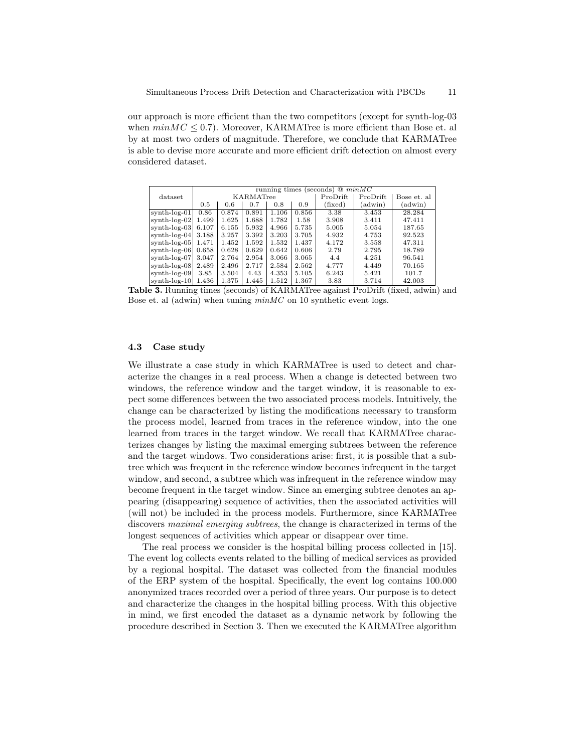our approach is more efficient than the two competitors (except for synth-log-03 when $minMC \leq 0.7$). Moreover, KARMATree is more efficient than Bose et. al by at most two orders of magnitude. Therefore, we conclude that KARMATree is able to devise more accurate and more efficient drift detection on almost every considered dataset.

| dataset | running times (seconds) @ $minMC$ | | | | | | | |
|---|---|---|---|---|---|---|---|---|
| | KARMATree | | | | | ProDrift | ProDrift | Bose et. al |
| | 0.5 | 0.6 | 0.7 | 0.8 | 0.9 | (fixed) | (adwin) | (adwin) |
| synth-log-01 | 0.86 | 0.874 | 0.891 | 1.106 | 0.856 | 3.38 | 3.453 | 28.284 |
| synth-log-02 | 1.499 | 1.625 | 1.688 | 1.782 | 1.58 | 3.908 | 3.411 | 47.411 |
| synth-log-03 | 6.107 | 6.155 | 5.932 | 4.966 | 5.735 | 5.005 | 5.054 | 187.65 |
| synth-log-04 | 3.188 | 3.257 | 3.392 | 3.203 | 3.705 | 4.932 | 4.753 | 92.523 |
| synth-log-05 | 1.471 | 1.452 | 1.592 | 1.532 | 1.437 | 4.172 | 3.558 | 47.311 |
| synth-log-06 | 0.658 | 0.628 | 0.629 | 0.642 | 0.606 | 2.79 | 2.795 | 18.789 |
| synth-log-07 | 3.047 | 2.764 | 2.954 | 3.066 | 3.065 | 4.4 | 4.251 | 96.541 |
| synth-log-08 | 2.489 | 2.496 | 2.717 | 2.584 | 2.562 | 4.777 | 4.449 | 70.165 |
| synth-log-09 | 3.85 | 3.504 | 4.43 | 4.353 | 5.105 | 6.243 | 5.421 | 101.7 |
| synth-log-10 | 1.436 | 1.375 | 1.445 | 1.512 | 1.367 | 3.83 | 3.714 | 42.003 |

**Table 3.** Running times (seconds) of KARMATree against ProDrift (fixed, adwin) and Bose et. al (adwin) when tuning $minMC$ on 10 synthetic event logs.

### 4.3 Case study

We illustrate a case study in which KARMATree is used to detect and characterize the changes in a real process. When a change is detected between two windows, the reference window and the target window, it is reasonable to expect some differences between the two associated process models. Intuitively, the change can be characterized by listing the modifications necessary to transform the process model, learned from traces in the reference window, into the one learned from traces in the target window. We recall that KARMATree characterizes changes by listing the maximal emerging subtrees between the reference and the target windows. Two considerations arise: first, it is possible that a subtree which was frequent in the reference window becomes infrequent in the target window, and second, a subtree which was infrequent in the reference window may become frequent in the target window. Since an emerging subtree denotes an appearing (disappearing) sequence of activities, then the associated activities will (will not) be included in the process models. Furthermore, since KARMATree discovers *maximal emerging subtrees*, the change is characterized in terms of the longest sequences of activities which appear or disappear over time.

The real process we consider is the hospital billing process collected in [15]. The event log collects events related to the billing of medical services as provided by a regional hospital. The dataset was collected from the financial modules of the ERP system of the hospital. Specifically, the event log contains 100.000 anonymized traces recorded over a period of three years. Our purpose is to detect and characterize the changes in the hospital billing process. With this objective in mind, we first encoded the dataset as a dynamic network by following the procedure described in Section 3. Then we executed the KARMATree algorithm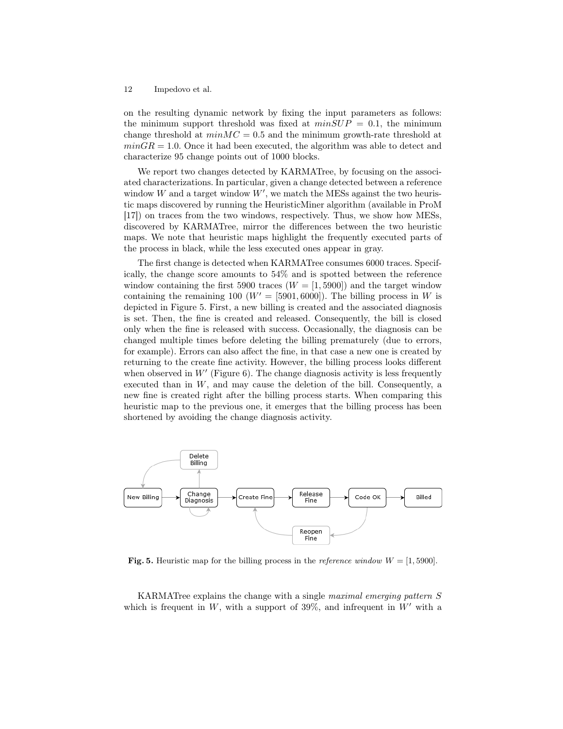on the resulting dynamic network by fixing the input parameters as follows: the minimum support threshold was fixed at $minSUP = 0.1$, the minimum change threshold at $minMC = 0.5$ and the minimum growth-rate threshold at $minGR = 1.0$. Once it had been executed, the algorithm was able to detect and characterize 95 change points out of 1000 blocks.

We report two changes detected by KARMATree, by focusing on the associated characterizations. In particular, given a change detected between a reference window $W$ and a target window $W'$, we match the MESs against the two heuristic maps discovered by running the HeuristicMiner algorithm (available in ProM [17]) on traces from the two windows, respectively. Thus, we show how MESs, discovered by KARMATree, mirror the differences between the two heuristic maps. We note that heuristic maps highlight the frequently executed parts of the process in black, while the less executed ones appear in gray.

The first change is detected when KARMATree consumes 6000 traces. Specifically, the change score amounts to 54% and is spotted between the reference window containing the first 5900 traces ($W = [1, 5900]$) and the target window containing the remaining 100 ($W' = [5901, 6000]$). The billing process in $W$ is depicted in Figure 5. First, a new billing is created and the associated diagnosis is set. Then, the fine is created and released. Consequently, the bill is closed only when the fine is released with success. Occasionally, the diagnosis can be changed multiple times before deleting the billing prematurely (due to errors, for example). Errors can also affect the fine, in that case a new one is created by returning to the create fine activity. However, the billing process looks different when observed in $W'$ (Figure 6). The change diagnosis activity is less frequently executed than in $W$, and may cause the deletion of the bill. Consequently, a new fine is created right after the billing process starts. When comparing this heuristic map to the previous one, it emerges that the billing process has been shortened by avoiding the change diagnosis activity.

**Fig. 5.** Heuristic map for the billing process in the *reference window* $W = [1, 5900]$.

KARMATree explains the change with a single *maximal emerging pattern* $S$ which is frequent in $W$, with a support of 39%, and infrequent in $W'$ with a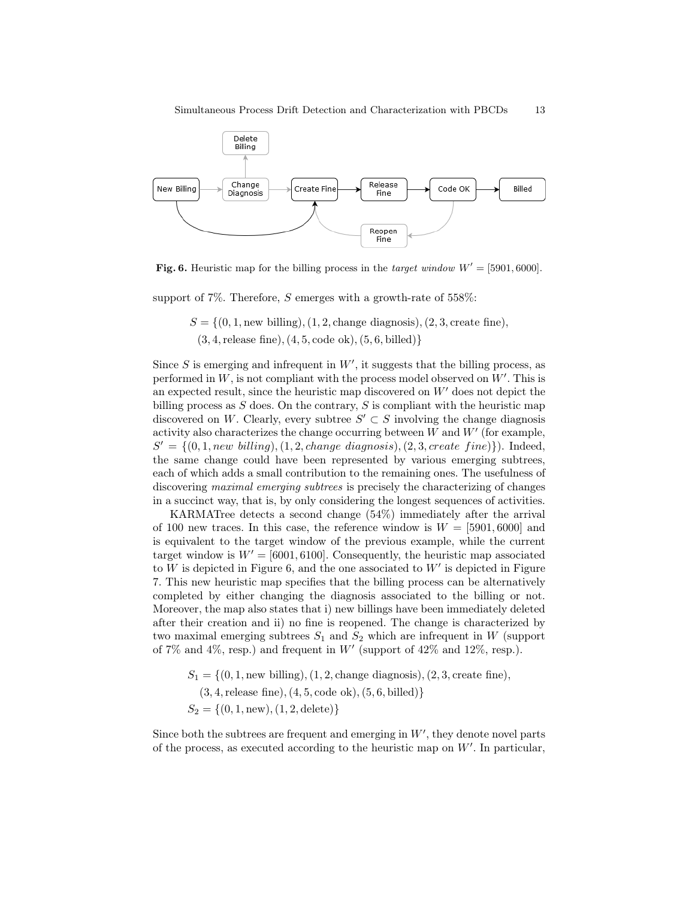**Fig. 6.** Heuristic map for the billing process in the *target window* $W' = [5901, 6000]$.

support of 7%. Therefore, $S$ emerges with a growth-rate of 558%:

$$S = \{(0, 1, \text{new billing}), (1, 2, \text{change diagnosis}), (2, 3, \text{create fine}),$$
$$(3, 4, \text{release fine}), (4, 5, \text{code ok}), (5, 6, \text{billed})\}$$

Since $S$ is emerging and infrequent in $W'$, it suggests that the billing process, as performed in $W$, is not compliant with the process model observed on $W'$. This is an expected result, since the heuristic map discovered on $W'$ does not depict the billing process as $S$ does. On the contrary, $S$ is compliant with the heuristic map discovered on $W$. Clearly, every subtree $S' \subset S$ involving the change diagnosis activity also characterizes the change occurring between $W$ and $W'$ (for example, $S' = \{(0, 1, \textit{new billing}), (1, 2, \textit{change diagnosis}), (2, 3, \textit{create fine})\}$). Indeed, the same change could have been represented by various emerging subtrees, each of which adds a small contribution to the remaining ones. The usefulness of discovering *maximal emerging subtrees* is precisely the characterizing of changes in a succinct way, that is, by only considering the longest sequences of activities.

KARMATree detects a second change (54%) immediately after the arrival of 100 new traces. In this case, the reference window is $W = [5901, 6000]$ and is equivalent to the target window of the previous example, while the current target window is $W' = [6001, 6100]$. Consequently, the heuristic map associated to $W$ is depicted in Figure 6, and the one associated to $W'$ is depicted in Figure 7. This new heuristic map specifies that the billing process can be alternatively completed by either changing the diagnosis associated to the billing or not. Moreover, the map also states that i) new billings have been immediately deleted after their creation and ii) no fine is reopened. The change is characterized by two maximal emerging subtrees $S_1$ and $S_2$ which are infrequent in $W$ (support of 7% and 4%, resp.) and frequent in $W'$ (support of 42% and 12%, resp.).

$$S_1 = \{(0, 1, \text{new billing}), (1, 2, \text{change diagnosis}), (2, 3, \text{create fine}),$$
$$(3, 4, \text{release fine}), (4, 5, \text{code ok}), (5, 6, \text{billed})\}$$
$$S_2 = \{(0, 1, \text{new}), (1, 2, \text{delete})\}$$

Since both the subtrees are frequent and emerging in $W'$, they denote novel parts of the process, as executed according to the heuristic map on $W'$. In particular,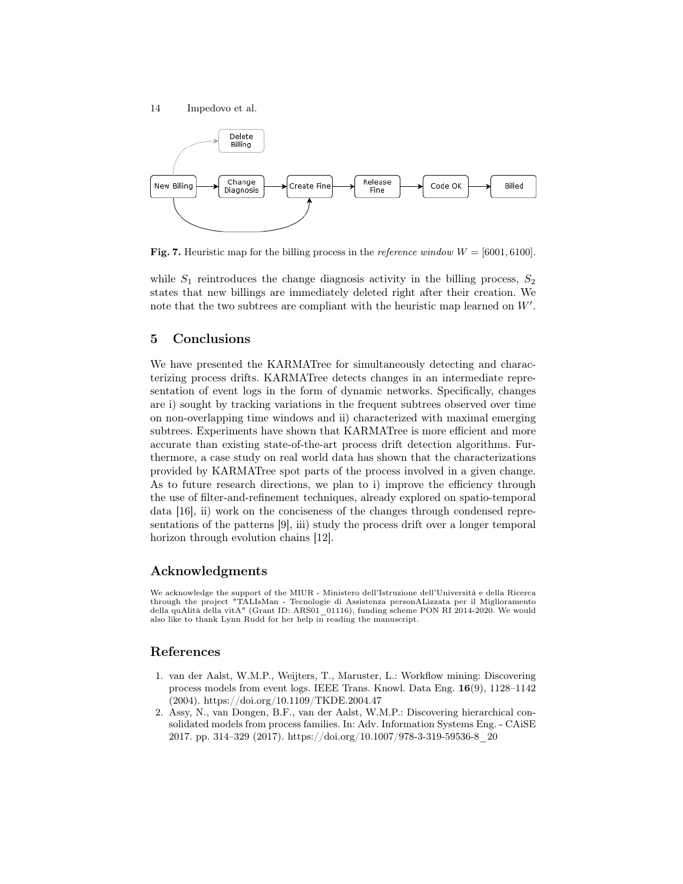**Fig. 7.** Heuristic map for the billing process in the *reference window* $W = [6001, 6100]$.

while $S_1$ reintroduces the change diagnosis activity in the billing process, $S_2$ states that new billings are immediately deleted right after their creation. We note that the two subtrees are compliant with the heuristic map learned on $W'$.

## 5 Conclusions

We have presented the KARMATree for simultaneously detecting and characterizing process drifts. KARMATree detects changes in an intermediate representation of event logs in the form of dynamic networks. Specifically, changes are i) sought by tracking variations in the frequent subtrees observed over time on non-overlapping time windows and ii) characterized with maximal emerging subtrees. Experiments have shown that KARMATree is more efficient and more accurate than existing state-of-the-art process drift detection algorithms. Furthermore, a case study on real world data has shown that the characterizations provided by KARMATree spot parts of the process involved in a given change. As to future research directions, we plan to i) improve the efficiency through the use of filter-and-refinement techniques, already explored on spatio-temporal data [16], ii) work on the conciseness of the changes through condensed representations of the patterns [9], iii) study the process drift over a longer temporal horizon through evolution chains [12].

## Acknowledgments

We acknowledge the support of the MIUR - Ministero dell'Istruzione dell'Università e della Ricerca through the project "TALIsMan - Tecnologie di Assistenza personALizzata per il Miglioramento della quAlità della vitA" (Grant ID: ARS01_01116), funding scheme PON RI 2014-2020. We would also like to thank Lynn Rudd for her help in reading the manuscript.

## References

1. van der Aalst, W.M.P., Weijters, T., Maruster, L.: Workflow mining: Discovering process models from event logs. IEEE Trans. Knowl. Data Eng. **16**(9), 1128–1142 (2004). https://doi.org/10.1109/TKDE.2004.47
2. Assy, N., van Dongen, B.F., van der Aalst, W.M.P.: Discovering hierarchical consolidated models from process families. In: Adv. Information Systems Eng. - CAiSE 2017. pp. 314–329 (2017). https://doi.org/10.1007/978-3-319-59536-8_20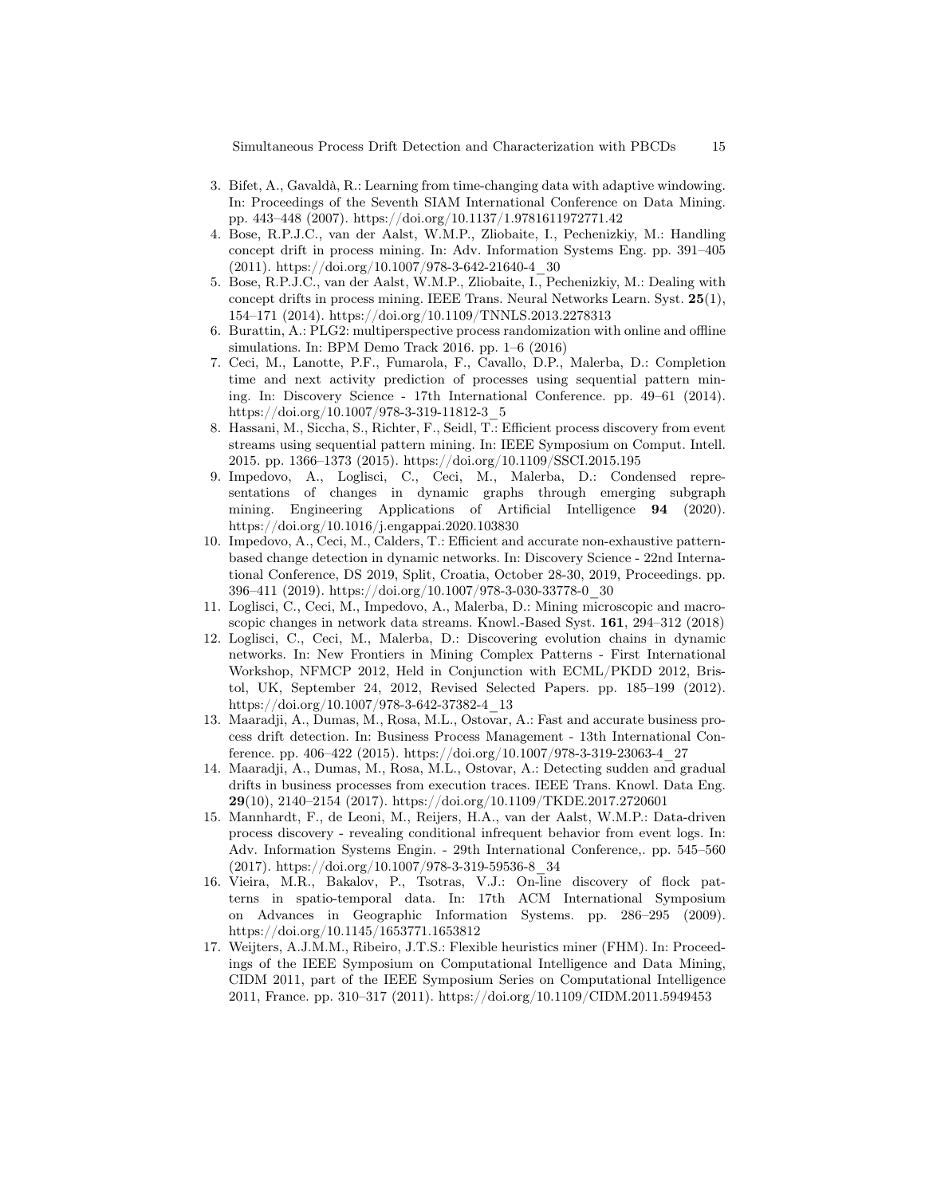3. Bifet, A., Gavaldà, R.: Learning from time-changing data with adaptive windowing. In: Proceedings of the Seventh SIAM International Conference on Data Mining. pp. 443–448 (2007). https://doi.org/10.1137/1.9781611972771.42
4. Bose, R.P.J.C., van der Aalst, W.M.P., Zliobaite, I., Pechenizkiy, M.: Handling concept drift in process mining. In: Adv. Information Systems Eng. pp. 391–405 (2011). https://doi.org/10.1007/978-3-642-21640-4_30
5. Bose, R.P.J.C., van der Aalst, W.M.P., Zliobaite, I., Pechenizkiy, M.: Dealing with concept drifts in process mining. IEEE Trans. Neural Networks Learn. Syst. **25**(1), 154–171 (2014). https://doi.org/10.1109/TNNLS.2013.2278313
6. Burattin, A.: PLG2: multiperspective process randomization with online and offline simulations. In: BPM Demo Track 2016. pp. 1–6 (2016)
7. Ceci, M., Lanotte, P.F., Fumarola, F., Cavallo, D.P., Malerba, D.: Completion time and next activity prediction of processes using sequential pattern mining. In: Discovery Science - 17th International Conference. pp. 49–61 (2014). https://doi.org/10.1007/978-3-319-11812-3_5
8. Hassani, M., Siccha, S., Richter, F., Seidl, T.: Efficient process discovery from event streams using sequential pattern mining. In: IEEE Symposium on Comput. Intell. 2015. pp. 1366–1373 (2015). https://doi.org/10.1109/SSCI.2015.195
9. Impedovo, A., Loglisci, C., Ceci, M., Malerba, D.: Condensed representations of changes in dynamic graphs through emerging subgraph mining. Engineering Applications of Artificial Intelligence **94** (2020). https://doi.org/10.1016/j.engappai.2020.103830
10. Impedovo, A., Ceci, M., Calders, T.: Efficient and accurate non-exhaustive pattern-based change detection in dynamic networks. In: Discovery Science - 22nd International Conference, DS 2019, Split, Croatia, October 28-30, 2019, Proceedings. pp. 396–411 (2019). https://doi.org/10.1007/978-3-030-33778-0_30
11. Loglisci, C., Ceci, M., Impedovo, A., Malerba, D.: Mining microscopic and macroscopic changes in network data streams. Knowl.-Based Syst. **161**, 294–312 (2018)
12. Loglisci, C., Ceci, M., Malerba, D.: Discovering evolution chains in dynamic networks. In: New Frontiers in Mining Complex Patterns - First International Workshop, NFMCP 2012, Held in Conjunction with ECML/PKDD 2012, Bristol, UK, September 24, 2012, Revised Selected Papers. pp. 185–199 (2012). https://doi.org/10.1007/978-3-642-37382-4_13
13. Maaradji, A., Dumas, M., Rosa, M.L., Ostovar, A.: Fast and accurate business process drift detection. In: Business Process Management - 13th International Conference. pp. 406–422 (2015). https://doi.org/10.1007/978-3-319-23063-4_27
14. Maaradji, A., Dumas, M., Rosa, M.L., Ostovar, A.: Detecting sudden and gradual drifts in business processes from execution traces. IEEE Trans. Knowl. Data Eng. **29**(10), 2140–2154 (2017). https://doi.org/10.1109/TKDE.2017.2720601
15. Mannhardt, F., de Leoni, M., Reijers, H.A., van der Aalst, W.M.P.: Data-driven process discovery - revealing conditional infrequent behavior from event logs. In: Adv. Information Systems Engin. - 29th International Conference,. pp. 545–560 (2017). https://doi.org/10.1007/978-3-319-59536-8_34
16. Vieira, M.R., Bakalov, P., Tsotras, V.J.: On-line discovery of flock patterns in spatio-temporal data. In: 17th ACM International Symposium on Advances in Geographic Information Systems. pp. 286–295 (2009). https://doi.org/10.1145/1653771.1653812
17. Weijters, A.J.M.M., Ribeiro, J.T.S.: Flexible heuristics miner (FHM). In: Proceedings of the IEEE Symposium on Computational Intelligence and Data Mining, CIDM 2011, part of the IEEE Symposium Series on Computational Intelligence 2011, France. pp. 310–317 (2011). https://doi.org/10.1109/CIDM.2011.5949453